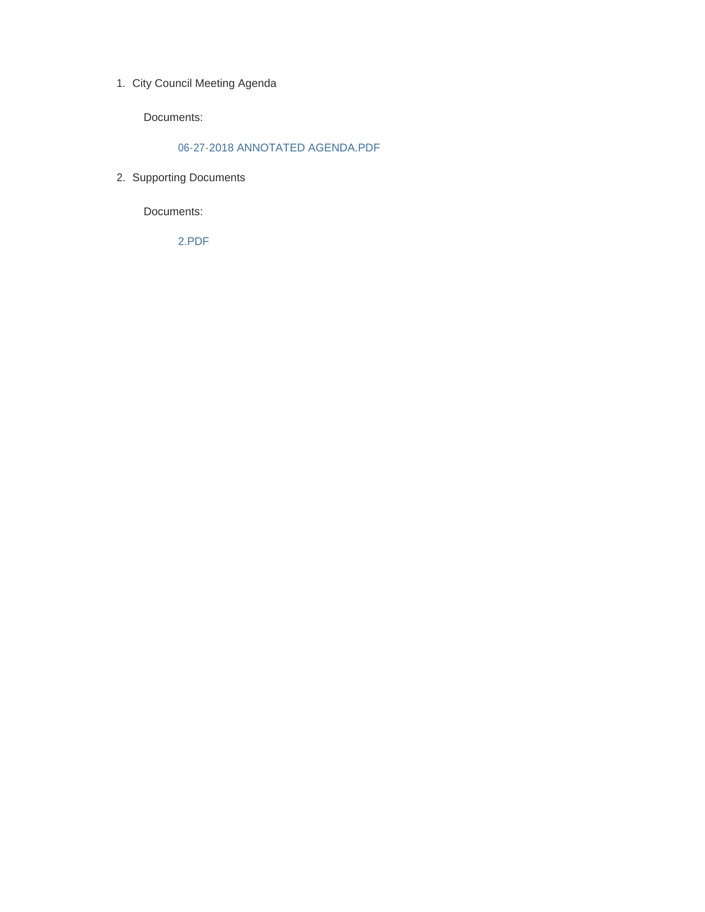1. City Council Meeting Agenda

   Documents:

   06-27-2018 ANNOTATED AGENDA.PDF

2. Supporting Documents

   Documents:

   2.PDF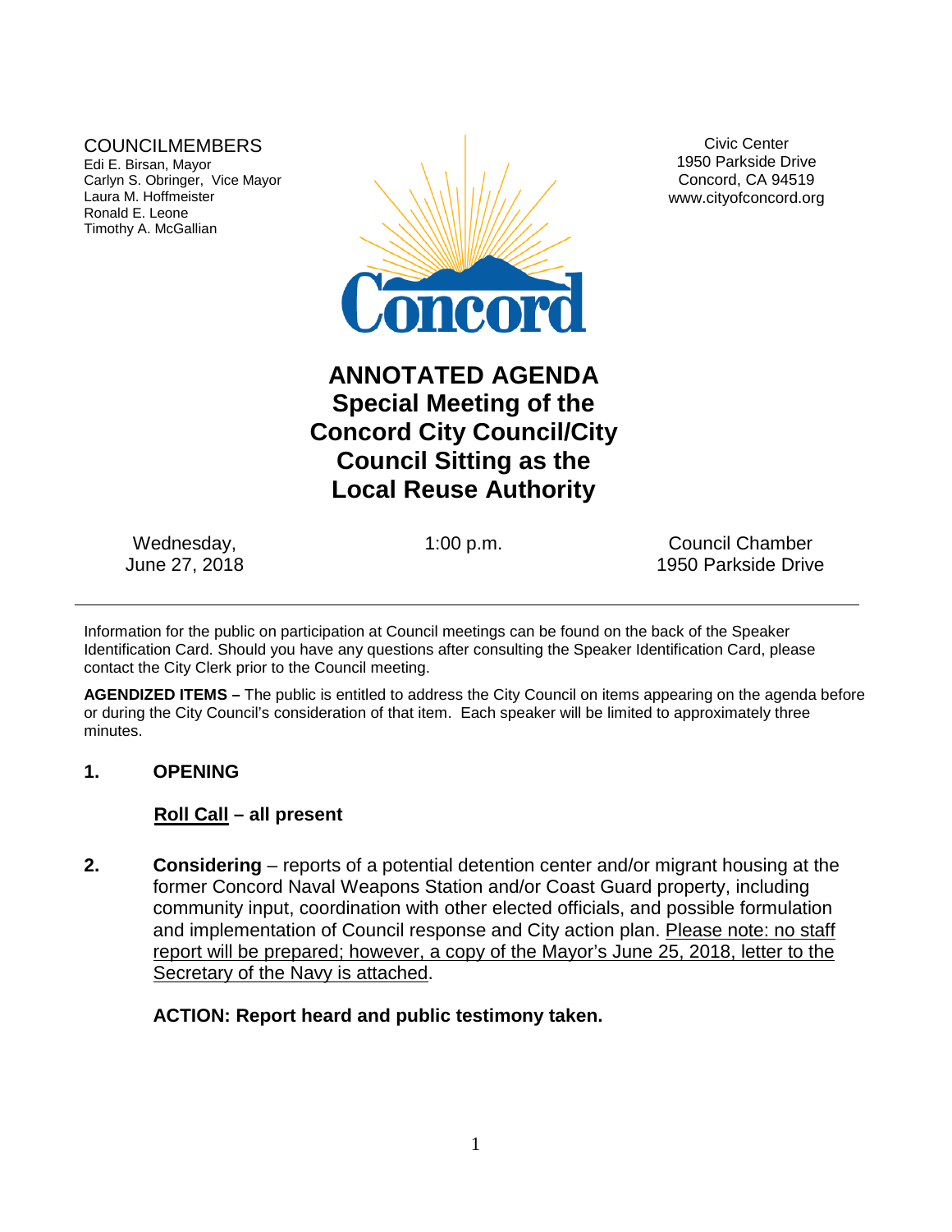COUNCILMEMBERS
Edi E. Birsan, Mayor
Carlyn S. Obringer, Vice Mayor
Laura M. Hoffmeister
Ronald E. Leone
Timothy A. McGallian

Civic Center
1950 Parkside Drive
Concord, CA 94519
www.cityofconcord.org

# ANNOTATED AGENDA
# Special Meeting of the Concord City Council/City Council Sitting as the Local Reuse Authority

Wednesday,
June 27, 2018

1:00 p.m.

Council Chamber
1950 Parkside Drive

---

Information for the public on participation at Council meetings can be found on the back of the Speaker Identification Card. Should you have any questions after consulting the Speaker Identification Card, please contact the City Clerk prior to the Council meeting.

**AGENDIZED ITEMS –** The public is entitled to address the City Council on items appearing on the agenda before or during the City Council's consideration of that item. Each speaker will be limited to approximately three minutes.

**1. OPENING**

**Roll Call – all present**

**2. Considering** – reports of a potential detention center and/or migrant housing at the former Concord Naval Weapons Station and/or Coast Guard property, including community input, coordination with other elected officials, and possible formulation and implementation of Council response and City action plan. Please note: no staff report will be prepared; however, a copy of the Mayor's June 25, 2018, letter to the Secretary of the Navy is attached.

**ACTION: Report heard and public testimony taken.**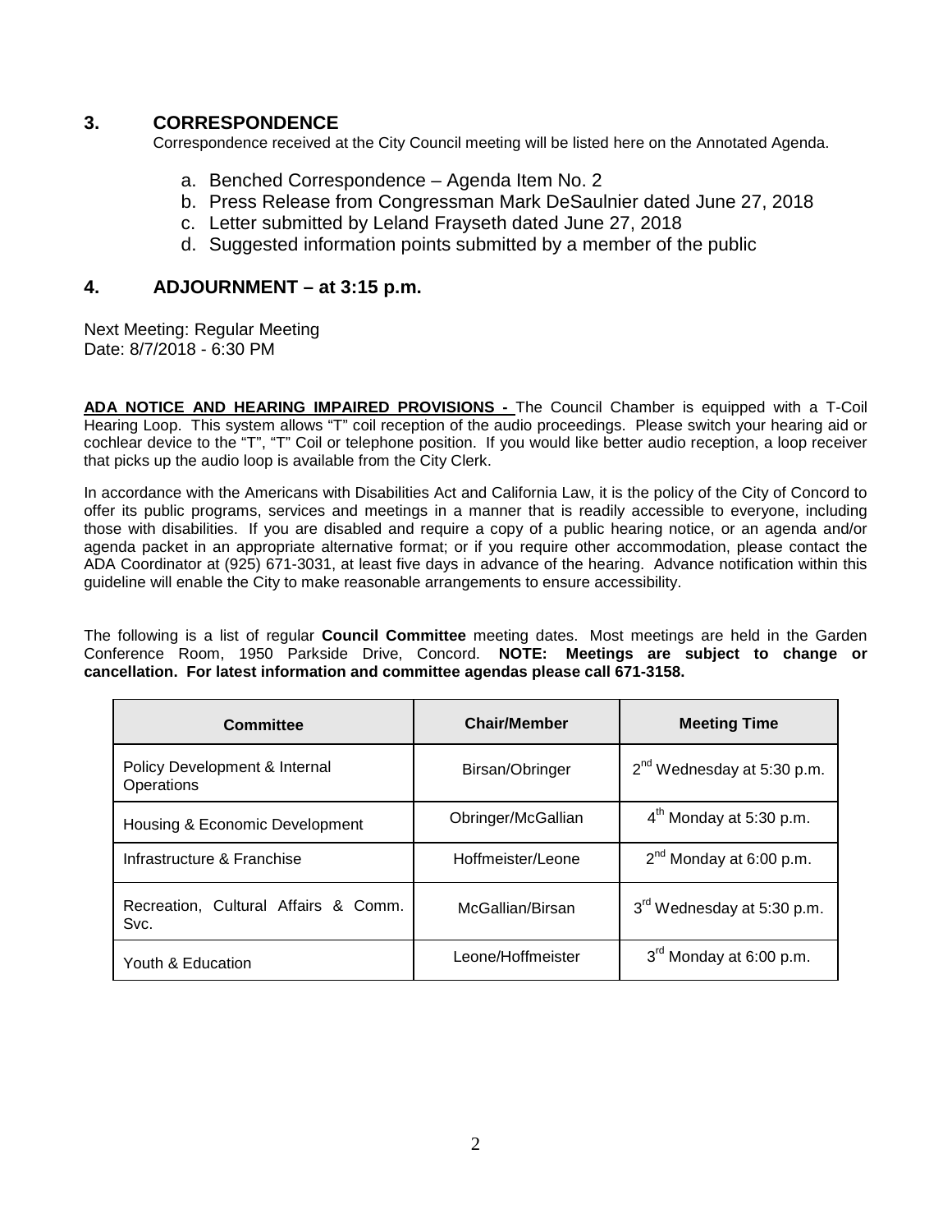## 3. CORRESPONDENCE

Correspondence received at the City Council meeting will be listed here on the Annotated Agenda.

a. Benched Correspondence – Agenda Item No. 2
b. Press Release from Congressman Mark DeSaulnier dated June 27, 2018
c. Letter submitted by Leland Frayseth dated June 27, 2018
d. Suggested information points submitted by a member of the public

## 4. ADJOURNMENT – at 3:15 p.m.

Next Meeting: Regular Meeting
Date: 8/7/2018 - 6:30 PM

**ADA NOTICE AND HEARING IMPAIRED PROVISIONS -** The Council Chamber is equipped with a T-Coil Hearing Loop. This system allows "T" coil reception of the audio proceedings. Please switch your hearing aid or cochlear device to the "T", "T" Coil or telephone position. If you would like better audio reception, a loop receiver that picks up the audio loop is available from the City Clerk.

In accordance with the Americans with Disabilities Act and California Law, it is the policy of the City of Concord to offer its public programs, services and meetings in a manner that is readily accessible to everyone, including those with disabilities. If you are disabled and require a copy of a public hearing notice, or an agenda and/or agenda packet in an appropriate alternative format; or if you require other accommodation, please contact the ADA Coordinator at (925) 671-3031, at least five days in advance of the hearing. Advance notification within this guideline will enable the City to make reasonable arrangements to ensure accessibility.

The following is a list of regular **Council Committee** meeting dates. Most meetings are held in the Garden Conference Room, 1950 Parkside Drive, Concord. **NOTE: Meetings are subject to change or cancellation. For latest information and committee agendas please call 671-3158.**

| Committee | Chair/Member | Meeting Time |
|---|---|---|
| Policy Development & Internal Operations | Birsan/Obringer | 2nd Wednesday at 5:30 p.m. |
| Housing & Economic Development | Obringer/McGallian | 4th Monday at 5:30 p.m. |
| Infrastructure & Franchise | Hoffmeister/Leone | 2nd Monday at 6:00 p.m. |
| Recreation, Cultural Affairs & Comm. Svc. | McGallian/Birsan | 3rd Wednesday at 5:30 p.m. |
| Youth & Education | Leone/Hoffmeister | 3rd Monday at 6:00 p.m. |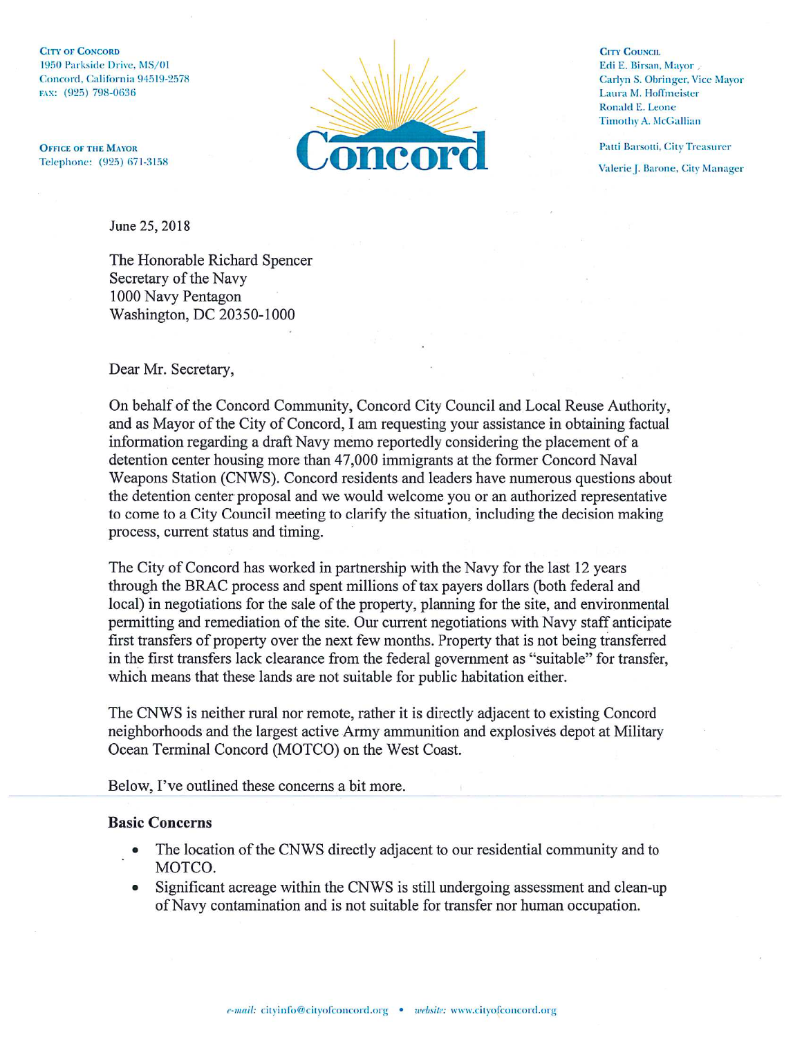CITY OF CONCORD
1950 Parkside Drive, MS/01
Concord, California 94519-2578
FAX: (925) 798-0636

OFFICE OF THE MAYOR
Telephone: (925) 671-3158

Concord

CITY COUNCIL
Edi E. Birsan, Mayor
Carlyn S. Obringer, Vice Mayor
Laura M. Hoffmeister
Ronald E. Leone
Timothy A. McGallian

Patti Barsotti, City Treasurer

Valerie J. Barone, City Manager

June 25, 2018

The Honorable Richard Spencer
Secretary of the Navy
1000 Navy Pentagon
Washington, DC 20350-1000

Dear Mr. Secretary,

On behalf of the Concord Community, Concord City Council and Local Reuse Authority, and as Mayor of the City of Concord, I am requesting your assistance in obtaining factual information regarding a draft Navy memo reportedly considering the placement of a detention center housing more than 47,000 immigrants at the former Concord Naval Weapons Station (CNWS). Concord residents and leaders have numerous questions about the detention center proposal and we would welcome you or an authorized representative to come to a City Council meeting to clarify the situation, including the decision making process, current status and timing.

The City of Concord has worked in partnership with the Navy for the last 12 years through the BRAC process and spent millions of tax payers dollars (both federal and local) in negotiations for the sale of the property, planning for the site, and environmental permitting and remediation of the site. Our current negotiations with Navy staff anticipate first transfers of property over the next few months. Property that is not being transferred in the first transfers lack clearance from the federal government as "suitable" for transfer, which means that these lands are not suitable for public habitation either.

The CNWS is neither rural nor remote, rather it is directly adjacent to existing Concord neighborhoods and the largest active Army ammunition and explosives depot at Military Ocean Terminal Concord (MOTCO) on the West Coast.

Below, I've outlined these concerns a bit more.

**Basic Concerns**

- The location of the CNWS directly adjacent to our residential community and to MOTCO.
- Significant acreage within the CNWS is still undergoing assessment and clean-up of Navy contamination and is not suitable for transfer nor human occupation.

*e-mail:* cityinfo@cityofconcord.org • *website:* www.cityofconcord.org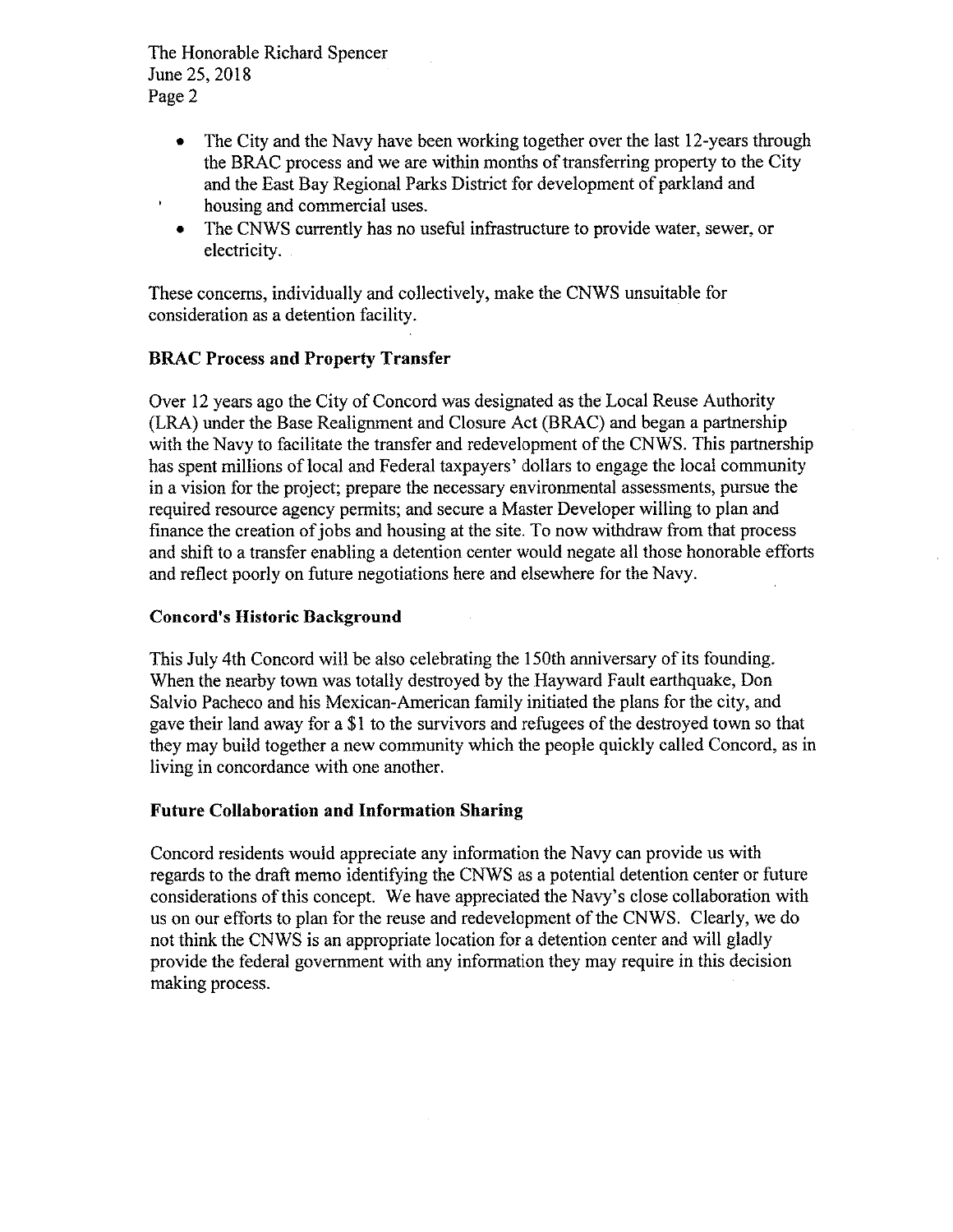- The City and the Navy have been working together over the last 12-years through the BRAC process and we are within months of transferring property to the City and the East Bay Regional Parks District for development of parkland and housing and commercial uses.
- The CNWS currently has no useful infrastructure to provide water, sewer, or electricity.

These concerns, individually and collectively, make the CNWS unsuitable for consideration as a detention facility.

**BRAC Process and Property Transfer**

Over 12 years ago the City of Concord was designated as the Local Reuse Authority (LRA) under the Base Realignment and Closure Act (BRAC) and began a partnership with the Navy to facilitate the transfer and redevelopment of the CNWS. This partnership has spent millions of local and Federal taxpayers' dollars to engage the local community in a vision for the project; prepare the necessary environmental assessments, pursue the required resource agency permits; and secure a Master Developer willing to plan and finance the creation of jobs and housing at the site. To now withdraw from that process and shift to a transfer enabling a detention center would negate all those honorable efforts and reflect poorly on future negotiations here and elsewhere for the Navy.

**Concord's Historic Background**

This July 4th Concord will be also celebrating the 150th anniversary of its founding. When the nearby town was totally destroyed by the Hayward Fault earthquake, Don Salvio Pacheco and his Mexican-American family initiated the plans for the city, and gave their land away for a $1 to the survivors and refugees of the destroyed town so that they may build together a new community which the people quickly called Concord, as in living in concordance with one another.

**Future Collaboration and Information Sharing**

Concord residents would appreciate any information the Navy can provide us with regards to the draft memo identifying the CNWS as a potential detention center or future considerations of this concept. We have appreciated the Navy's close collaboration with us on our efforts to plan for the reuse and redevelopment of the CNWS. Clearly, we do not think the CNWS is an appropriate location for a detention center and will gladly provide the federal government with any information they may require in this decision making process.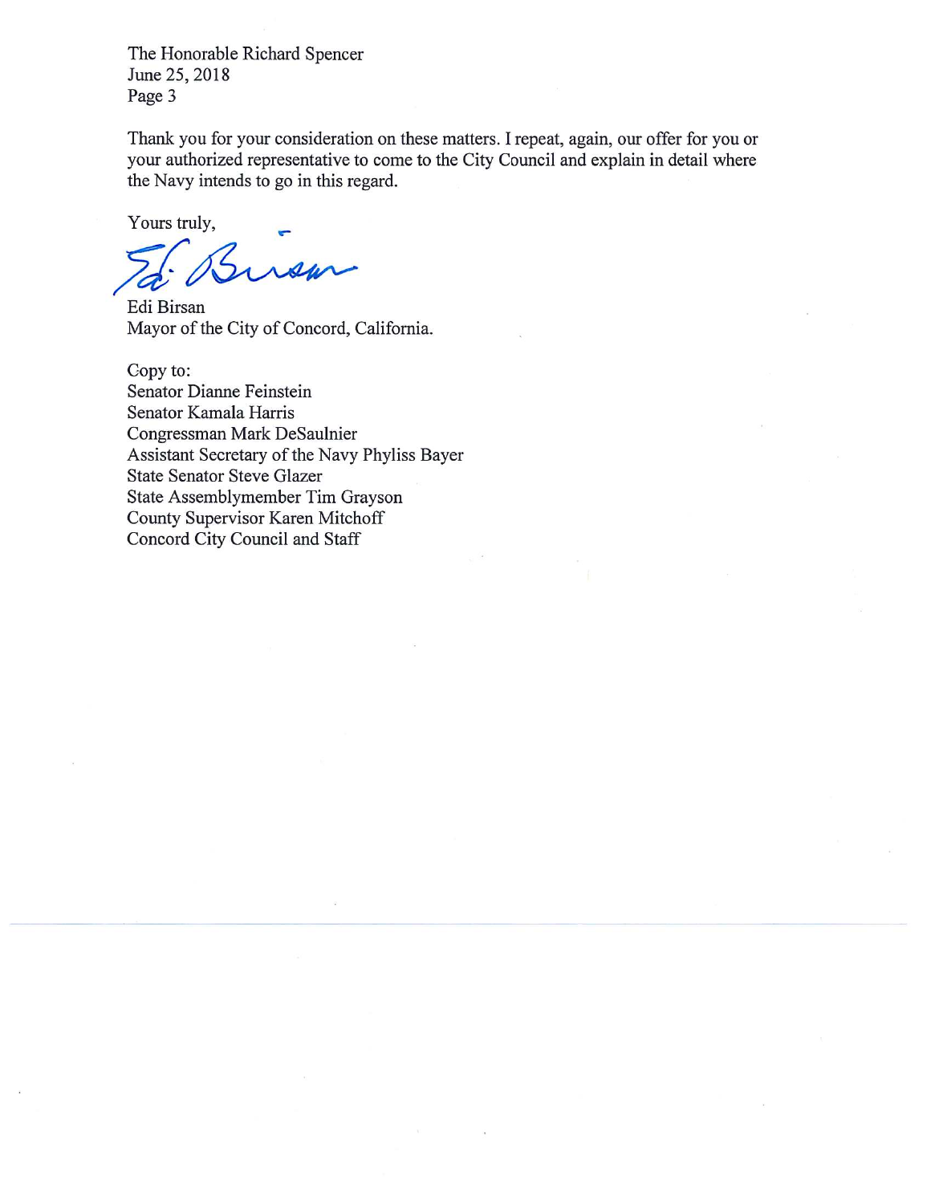The Honorable Richard Spencer
June 25, 2018
Page 3

Thank you for your consideration on these matters. I repeat, again, our offer for you or your authorized representative to come to the City Council and explain in detail where the Navy intends to go in this regard.

Yours truly,

Edi Birsan
Mayor of the City of Concord, California.

Copy to:
Senator Dianne Feinstein
Senator Kamala Harris
Congressman Mark DeSaulnier
Assistant Secretary of the Navy Phyliss Bayer
State Senator Steve Glazer
State Assemblymember Tim Grayson
County Supervisor Karen Mitchoff
Concord City Council and Staff